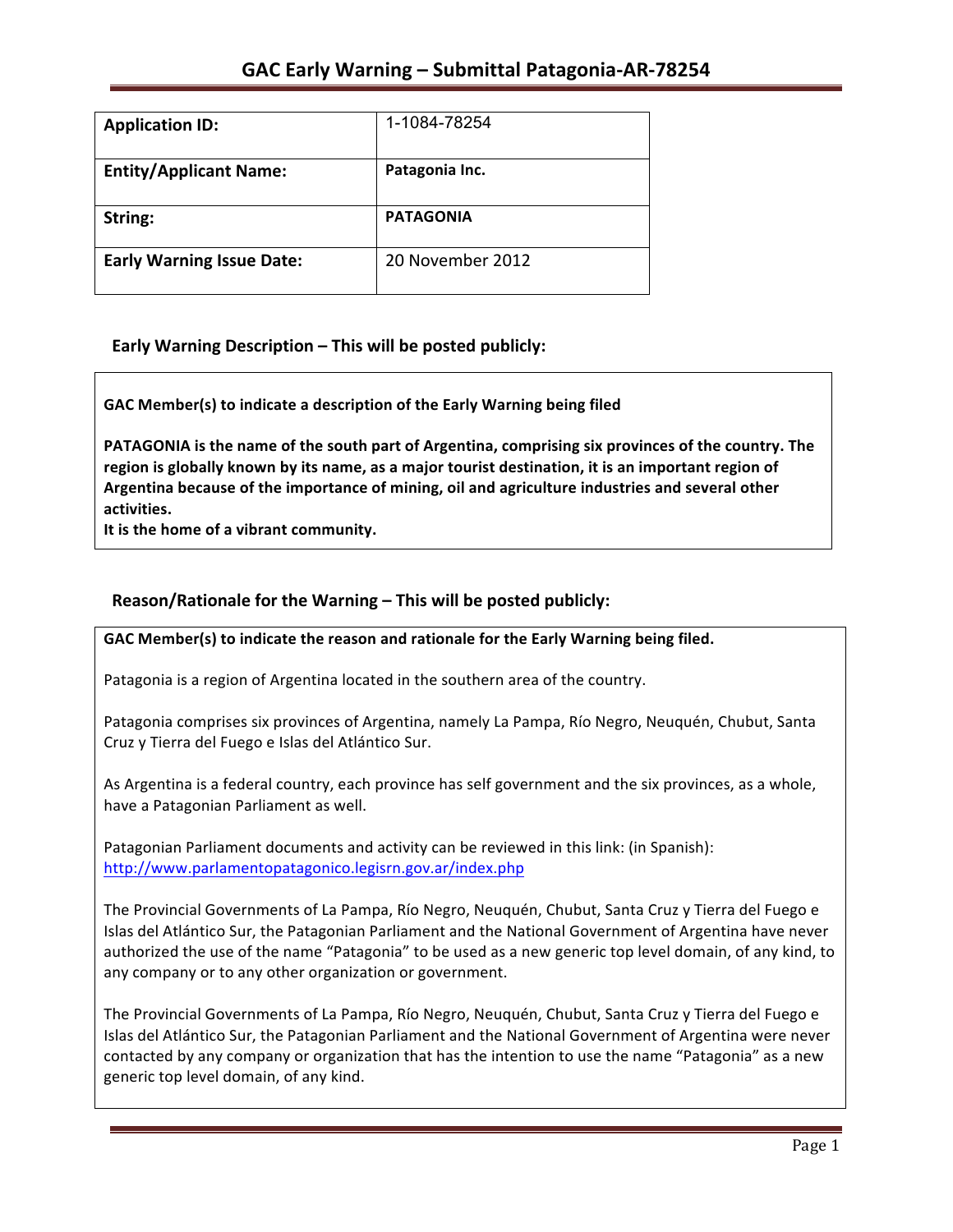# GAC Early Warning – Submittal Patagonia-AR-78254

| | |
|---|---|
| **Application ID:** | 1-1084-78254 |
| **Entity/Applicant Name:** | **Patagonia Inc.** |
| **String:** | **PATAGONIA** |
| **Early Warning Issue Date:** | 20 November 2012 |

## Early Warning Description – This will be posted publicly:

**GAC Member(s) to indicate a description of the Early Warning being filed**

**PATAGONIA is the name of the south part of Argentina, comprising six provinces of the country. The region is globally known by its name, as a major tourist destination, it is an important region of Argentina because of the importance of mining, oil and agriculture industries and several other activities.**
**It is the home of a vibrant community.**

## Reason/Rationale for the Warning – This will be posted publicly:

**GAC Member(s) to indicate the reason and rationale for the Early Warning being filed.**

Patagonia is a region of Argentina located in the southern area of the country.

Patagonia comprises six provinces of Argentina, namely La Pampa, Río Negro, Neuquén, Chubut, Santa Cruz y Tierra del Fuego e Islas del Atlántico Sur.

As Argentina is a federal country, each province has self government and the six provinces, as a whole, have a Patagonian Parliament as well.

Patagonian Parliament documents and activity can be reviewed in this link: (in Spanish): http://www.parlamentopatagonico.legisrn.gov.ar/index.php

The Provincial Governments of La Pampa, Río Negro, Neuquén, Chubut, Santa Cruz y Tierra del Fuego e Islas del Atlántico Sur, the Patagonian Parliament and the National Government of Argentina have never authorized the use of the name "Patagonia" to be used as a new generic top level domain, of any kind, to any company or to any other organization or government.

The Provincial Governments of La Pampa, Río Negro, Neuquén, Chubut, Santa Cruz y Tierra del Fuego e Islas del Atlántico Sur, the Patagonian Parliament and the National Government of Argentina were never contacted by any company or organization that has the intention to use the name "Patagonia" as a new generic top level domain, of any kind.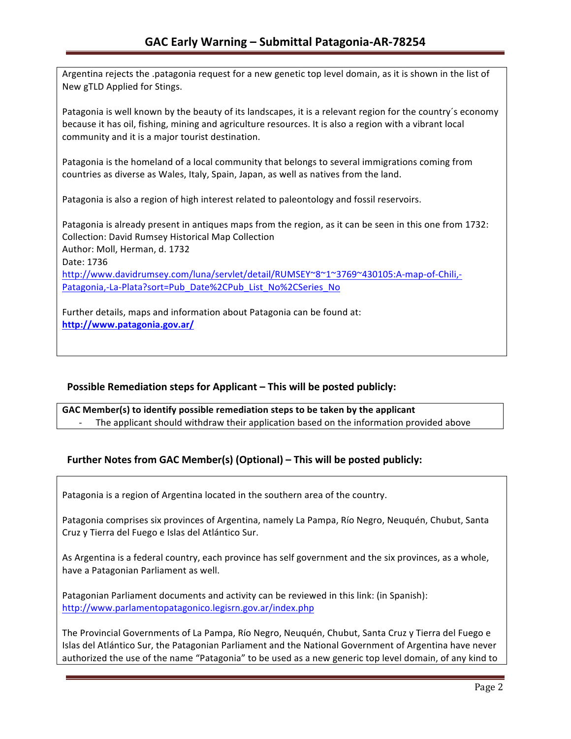Argentina rejects the .patagonia request for a new genetic top level domain, as it is shown in the list of New gTLD Applied for Stings.

Patagonia is well known by the beauty of its landscapes, it is a relevant region for the country´s economy because it has oil, fishing, mining and agriculture resources. It is also a region with a vibrant local community and it is a major tourist destination.

Patagonia is the homeland of a local community that belongs to several immigrations coming from countries as diverse as Wales, Italy, Spain, Japan, as well as natives from the land.

Patagonia is also a region of high interest related to paleontology and fossil reservoirs.

Patagonia is already present in antiques maps from the region, as it can be seen in this one from 1732:
Collection: David Rumsey Historical Map Collection
Author: Moll, Herman, d. 1732
Date: 1736
http://www.davidrumsey.com/luna/servlet/detail/RUMSEY~8~1~3769~430105:A-map-of-Chili,-Patagonia,-La-Plata?sort=Pub_Date%2CPub_List_No%2CSeries_No

Further details, maps and information about Patagonia can be found at:
**http://www.patagonia.gov.ar/**

## Possible Remediation steps for Applicant – This will be posted publicly:

**GAC Member(s) to identify possible remediation steps to be taken by the applicant**

- The applicant should withdraw their application based on the information provided above

## Further Notes from GAC Member(s) (Optional) – This will be posted publicly:

Patagonia is a region of Argentina located in the southern area of the country.

Patagonia comprises six provinces of Argentina, namely La Pampa, Río Negro, Neuquén, Chubut, Santa Cruz y Tierra del Fuego e Islas del Atlántico Sur.

As Argentina is a federal country, each province has self government and the six provinces, as a whole, have a Patagonian Parliament as well.

Patagonian Parliament documents and activity can be reviewed in this link: (in Spanish):
http://www.parlamentopatagonico.legisrn.gov.ar/index.php

The Provincial Governments of La Pampa, Río Negro, Neuquén, Chubut, Santa Cruz y Tierra del Fuego e Islas del Atlántico Sur, the Patagonian Parliament and the National Government of Argentina have never authorized the use of the name "Patagonia" to be used as a new generic top level domain, of any kind to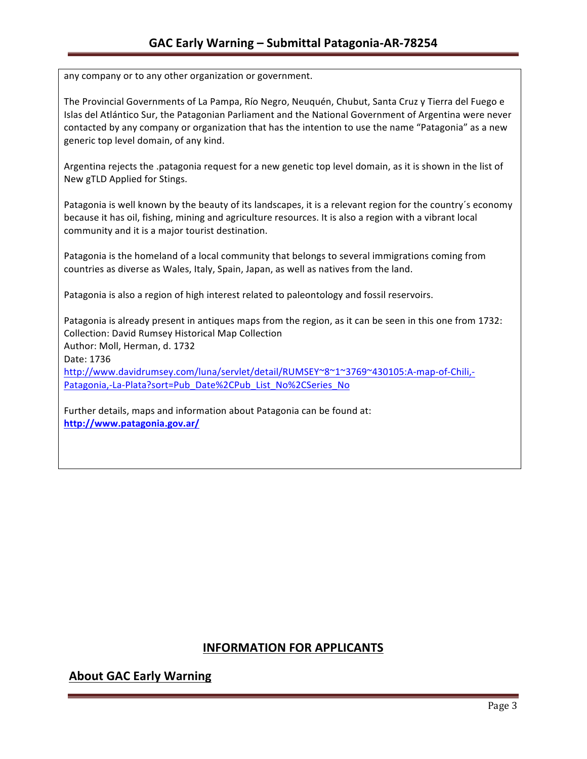any company or to any other organization or government.

The Provincial Governments of La Pampa, Río Negro, Neuquén, Chubut, Santa Cruz y Tierra del Fuego e Islas del Atlántico Sur, the Patagonian Parliament and the National Government of Argentina were never contacted by any company or organization that has the intention to use the name "Patagonia" as a new generic top level domain, of any kind.

Argentina rejects the .patagonia request for a new genetic top level domain, as it is shown in the list of New gTLD Applied for Stings.

Patagonia is well known by the beauty of its landscapes, it is a relevant region for the country´s economy because it has oil, fishing, mining and agriculture resources. It is also a region with a vibrant local community and it is a major tourist destination.

Patagonia is the homeland of a local community that belongs to several immigrations coming from countries as diverse as Wales, Italy, Spain, Japan, as well as natives from the land.

Patagonia is also a region of high interest related to paleontology and fossil reservoirs.

Patagonia is already present in antiques maps from the region, as it can be seen in this one from 1732:
Collection: David Rumsey Historical Map Collection
Author: Moll, Herman, d. 1732
Date: 1736
http://www.davidrumsey.com/luna/servlet/detail/RUMSEY~8~1~3769~430105:A-map-of-Chili,-Patagonia,-La-Plata?sort=Pub_Date%2CPub_List_No%2CSeries_No

Further details, maps and information about Patagonia can be found at:
**http://www.patagonia.gov.ar/**

## INFORMATION FOR APPLICANTS

## About GAC Early Warning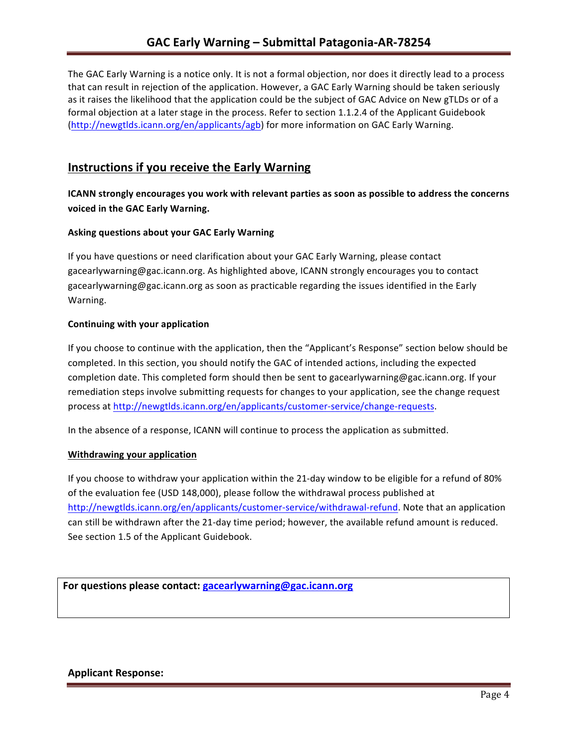The GAC Early Warning is a notice only. It is not a formal objection, nor does it directly lead to a process that can result in rejection of the application. However, a GAC Early Warning should be taken seriously as it raises the likelihood that the application could be the subject of GAC Advice on New gTLDs or of a formal objection at a later stage in the process. Refer to section 1.1.2.4 of the Applicant Guidebook (http://newgtlds.icann.org/en/applicants/agb) for more information on GAC Early Warning.

## Instructions if you receive the Early Warning

**ICANN strongly encourages you work with relevant parties as soon as possible to address the concerns voiced in the GAC Early Warning.**

### Asking questions about your GAC Early Warning

If you have questions or need clarification about your GAC Early Warning, please contact gacearlywarning@gac.icann.org. As highlighted above, ICANN strongly encourages you to contact gacearlywarning@gac.icann.org as soon as practicable regarding the issues identified in the Early Warning.

### Continuing with your application

If you choose to continue with the application, then the "Applicant's Response" section below should be completed. In this section, you should notify the GAC of intended actions, including the expected completion date. This completed form should then be sent to gacearlywarning@gac.icann.org. If your remediation steps involve submitting requests for changes to your application, see the change request process at http://newgtlds.icann.org/en/applicants/customer-service/change-requests.

In the absence of a response, ICANN will continue to process the application as submitted.

### Withdrawing your application

If you choose to withdraw your application within the 21-day window to be eligible for a refund of 80% of the evaluation fee (USD 148,000), please follow the withdrawal process published at http://newgtlds.icann.org/en/applicants/customer-service/withdrawal-refund. Note that an application can still be withdrawn after the 21-day time period; however, the available refund amount is reduced. See section 1.5 of the Applicant Guidebook.

**For questions please contact: gacearlywarning@gac.icann.org**

**Applicant Response:**